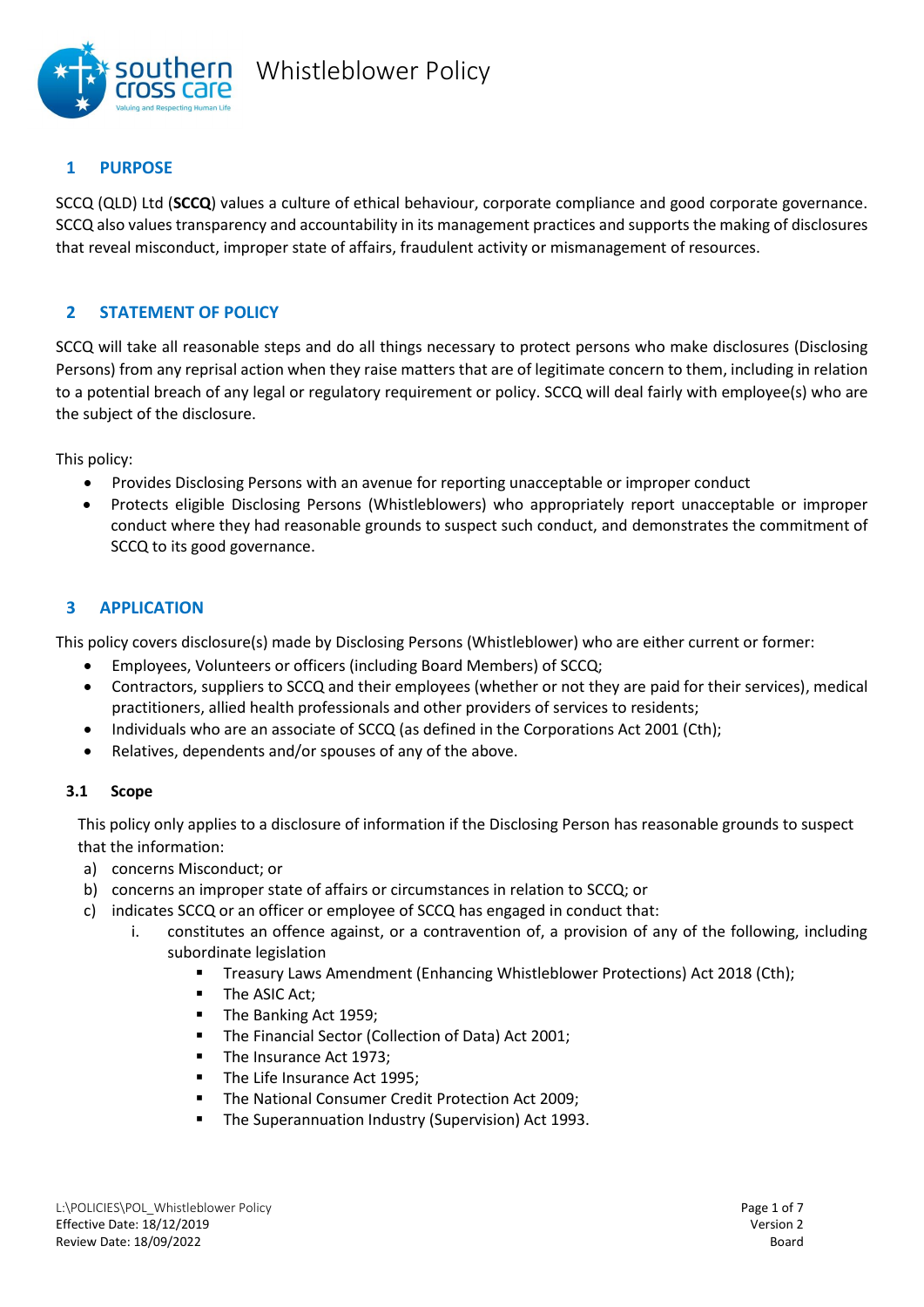# Whistleblower Policy

## 1 PURPOSE

SCCQ (QLD) Ltd (**SCCQ**) values a culture of ethical behaviour, corporate compliance and good corporate governance. SCCQ also values transparency and accountability in its management practices and supports the making of disclosures that reveal misconduct, improper state of affairs, fraudulent activity or mismanagement of resources.

## 2 STATEMENT OF POLICY

SCCQ will take all reasonable steps and do all things necessary to protect persons who make disclosures (Disclosing Persons) from any reprisal action when they raise matters that are of legitimate concern to them, including in relation to a potential breach of any legal or regulatory requirement or policy. SCCQ will deal fairly with employee(s) who are the subject of the disclosure.

This policy:

- Provides Disclosing Persons with an avenue for reporting unacceptable or improper conduct
- Protects eligible Disclosing Persons (Whistleblowers) who appropriately report unacceptable or improper conduct where they had reasonable grounds to suspect such conduct, and demonstrates the commitment of SCCQ to its good governance.

## 3 APPLICATION

This policy covers disclosure(s) made by Disclosing Persons (Whistleblower) who are either current or former:

- Employees, Volunteers or officers (including Board Members) of SCCQ;
- Contractors, suppliers to SCCQ and their employees (whether or not they are paid for their services), medical practitioners, allied health professionals and other providers of services to residents;
- Individuals who are an associate of SCCQ (as defined in the Corporations Act 2001 (Cth);
- Relatives, dependents and/or spouses of any of the above.

### 3.1 Scope

This policy only applies to a disclosure of information if the Disclosing Person has reasonable grounds to suspect that the information:

a) concerns Misconduct; or
b) concerns an improper state of affairs or circumstances in relation to SCCQ; or
c) indicates SCCQ or an officer or employee of SCCQ has engaged in conduct that:
   i. constitutes an offence against, or a contravention of, a provision of any of the following, including subordinate legislation
      - Treasury Laws Amendment (Enhancing Whistleblower Protections) Act 2018 (Cth);
      - The ASIC Act;
      - The Banking Act 1959;
      - The Financial Sector (Collection of Data) Act 2001;
      - The Insurance Act 1973;
      - The Life Insurance Act 1995;
      - The National Consumer Credit Protection Act 2009;
      - The Superannuation Industry (Supervision) Act 1993.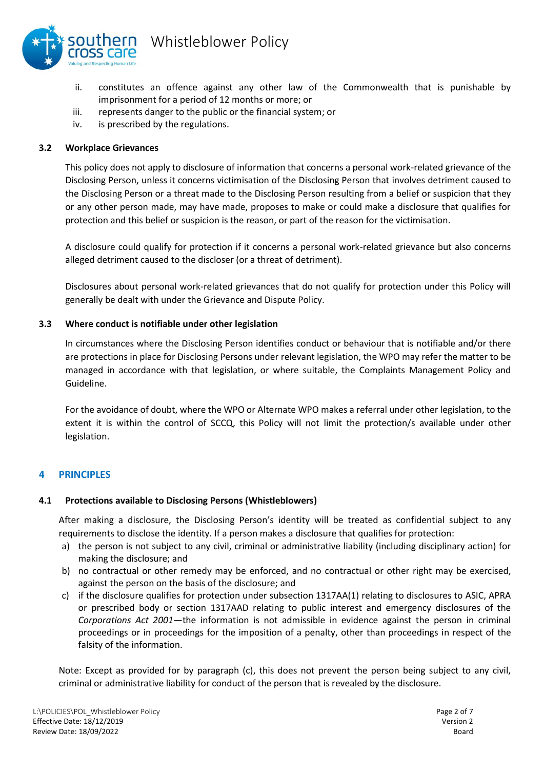ii. constitutes an offence against any other law of the Commonwealth that is punishable by imprisonment for a period of 12 months or more; or
iii. represents danger to the public or the financial system; or
iv. is prescribed by the regulations.

### 3.2 Workplace Grievances

This policy does not apply to disclosure of information that concerns a personal work-related grievance of the Disclosing Person, unless it concerns victimisation of the Disclosing Person that involves detriment caused to the Disclosing Person or a threat made to the Disclosing Person resulting from a belief or suspicion that they or any other person made, may have made, proposes to make or could make a disclosure that qualifies for protection and this belief or suspicion is the reason, or part of the reason for the victimisation.

A disclosure could qualify for protection if it concerns a personal work-related grievance but also concerns alleged detriment caused to the discloser (or a threat of detriment).

Disclosures about personal work-related grievances that do not qualify for protection under this Policy will generally be dealt with under the Grievance and Dispute Policy.

### 3.3 Where conduct is notifiable under other legislation

In circumstances where the Disclosing Person identifies conduct or behaviour that is notifiable and/or there are protections in place for Disclosing Persons under relevant legislation, the WPO may refer the matter to be managed in accordance with that legislation, or where suitable, the Complaints Management Policy and Guideline.

For the avoidance of doubt, where the WPO or Alternate WPO makes a referral under other legislation, to the extent it is within the control of SCCQ, this Policy will not limit the protection/s available under other legislation.

## 4 PRINCIPLES

### 4.1 Protections available to Disclosing Persons (Whistleblowers)

After making a disclosure, the Disclosing Person's identity will be treated as confidential subject to any requirements to disclose the identity. If a person makes a disclosure that qualifies for protection:

a) the person is not subject to any civil, criminal or administrative liability (including disciplinary action) for making the disclosure; and
b) no contractual or other remedy may be enforced, and no contractual or other right may be exercised, against the person on the basis of the disclosure; and
c) if the disclosure qualifies for protection under subsection 1317AA(1) relating to disclosures to ASIC, APRA or prescribed body or section 1317AAD relating to public interest and emergency disclosures of the *Corporations Act 2001*—the information is not admissible in evidence against the person in criminal proceedings or in proceedings for the imposition of a penalty, other than proceedings in respect of the falsity of the information.

Note: Except as provided for by paragraph (c), this does not prevent the person being subject to any civil, criminal or administrative liability for conduct of the person that is revealed by the disclosure.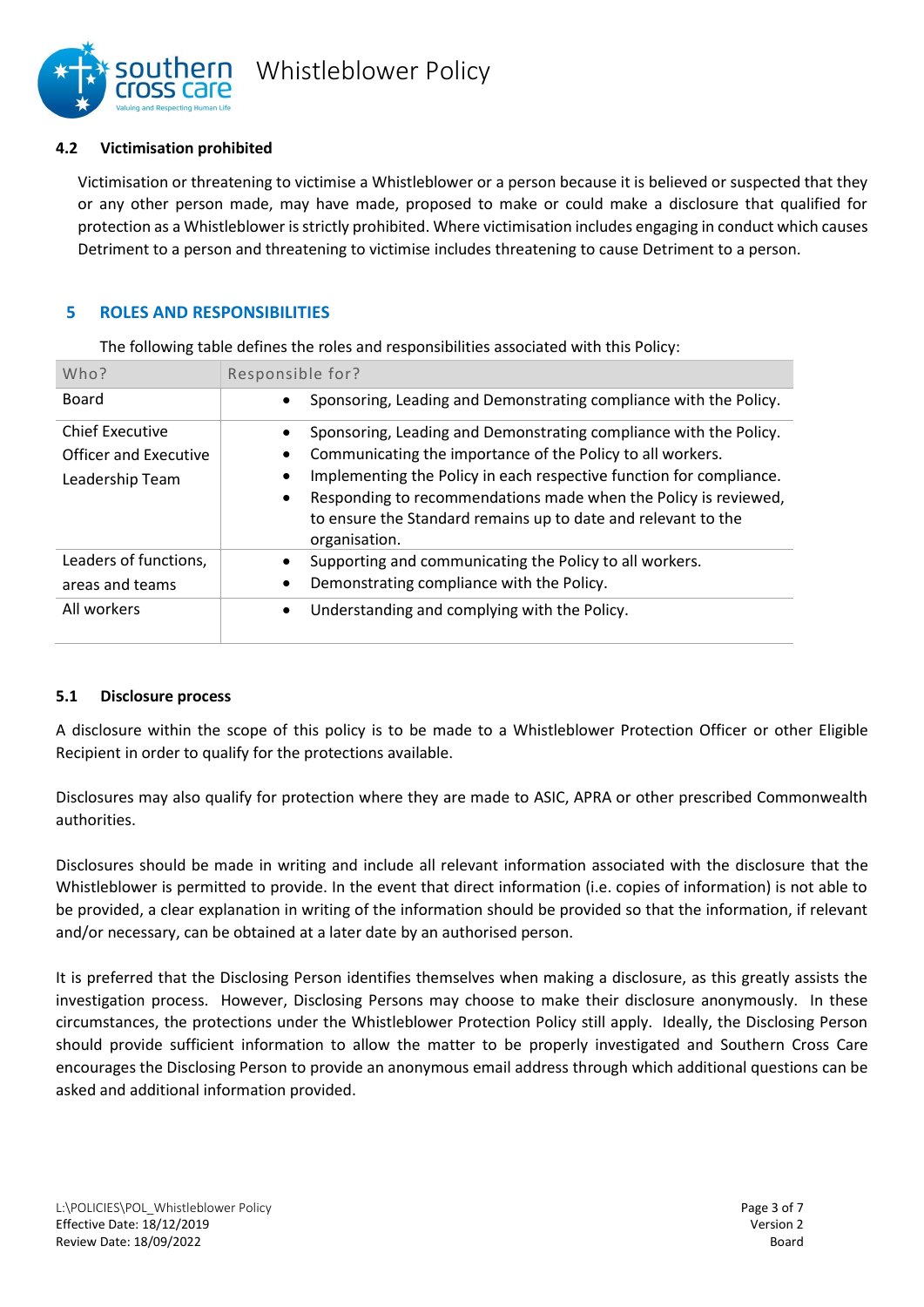### 4.2 Victimisation prohibited

Victimisation or threatening to victimise a Whistleblower or a person because it is believed or suspected that they or any other person made, may have made, proposed to make or could make a disclosure that qualified for protection as a Whistleblower is strictly prohibited. Where victimisation includes engaging in conduct which causes Detriment to a person and threatening to victimise includes threatening to cause Detriment to a person.

## 5 ROLES AND RESPONSIBILITIES

The following table defines the roles and responsibilities associated with this Policy:

| Who? | Responsible for? |
|---|---|
| Board | • Sponsoring, Leading and Demonstrating compliance with the Policy. |
| Chief Executive Officer and Executive Leadership Team | • Sponsoring, Leading and Demonstrating compliance with the Policy.<br>• Communicating the importance of the Policy to all workers.<br>• Implementing the Policy in each respective function for compliance.<br>• Responding to recommendations made when the Policy is reviewed, to ensure the Standard remains up to date and relevant to the organisation. |
| Leaders of functions, areas and teams | • Supporting and communicating the Policy to all workers.<br>• Demonstrating compliance with the Policy. |
| All workers | • Understanding and complying with the Policy. |

### 5.1 Disclosure process

A disclosure within the scope of this policy is to be made to a Whistleblower Protection Officer or other Eligible Recipient in order to qualify for the protections available.

Disclosures may also qualify for protection where they are made to ASIC, APRA or other prescribed Commonwealth authorities.

Disclosures should be made in writing and include all relevant information associated with the disclosure that the Whistleblower is permitted to provide. In the event that direct information (i.e. copies of information) is not able to be provided, a clear explanation in writing of the information should be provided so that the information, if relevant and/or necessary, can be obtained at a later date by an authorised person.

It is preferred that the Disclosing Person identifies themselves when making a disclosure, as this greatly assists the investigation process. However, Disclosing Persons may choose to make their disclosure anonymously. In these circumstances, the protections under the Whistleblower Protection Policy still apply. Ideally, the Disclosing Person should provide sufficient information to allow the matter to be properly investigated and Southern Cross Care encourages the Disclosing Person to provide an anonymous email address through which additional questions can be asked and additional information provided.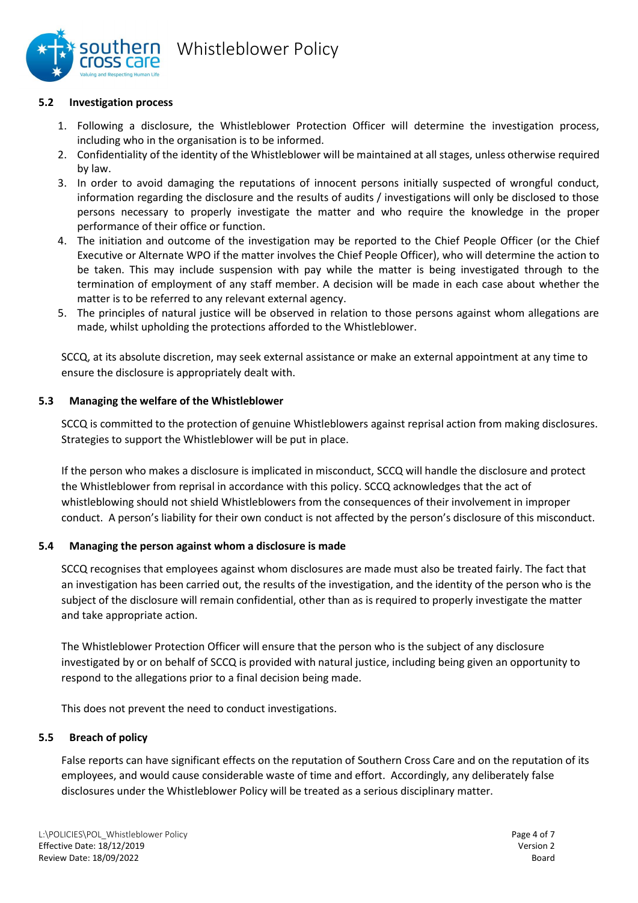### 5.2 Investigation process

1. Following a disclosure, the Whistleblower Protection Officer will determine the investigation process, including who in the organisation is to be informed.
2. Confidentiality of the identity of the Whistleblower will be maintained at all stages, unless otherwise required by law.
3. In order to avoid damaging the reputations of innocent persons initially suspected of wrongful conduct, information regarding the disclosure and the results of audits / investigations will only be disclosed to those persons necessary to properly investigate the matter and who require the knowledge in the proper performance of their office or function.
4. The initiation and outcome of the investigation may be reported to the Chief People Officer (or the Chief Executive or Alternate WPO if the matter involves the Chief People Officer), who will determine the action to be taken. This may include suspension with pay while the matter is being investigated through to the termination of employment of any staff member. A decision will be made in each case about whether the matter is to be referred to any relevant external agency.
5. The principles of natural justice will be observed in relation to those persons against whom allegations are made, whilst upholding the protections afforded to the Whistleblower.

SCCQ, at its absolute discretion, may seek external assistance or make an external appointment at any time to ensure the disclosure is appropriately dealt with.

### 5.3 Managing the welfare of the Whistleblower

SCCQ is committed to the protection of genuine Whistleblowers against reprisal action from making disclosures. Strategies to support the Whistleblower will be put in place.

If the person who makes a disclosure is implicated in misconduct, SCCQ will handle the disclosure and protect the Whistleblower from reprisal in accordance with this policy. SCCQ acknowledges that the act of whistleblowing should not shield Whistleblowers from the consequences of their involvement in improper conduct. A person's liability for their own conduct is not affected by the person's disclosure of this misconduct.

### 5.4 Managing the person against whom a disclosure is made

SCCQ recognises that employees against whom disclosures are made must also be treated fairly. The fact that an investigation has been carried out, the results of the investigation, and the identity of the person who is the subject of the disclosure will remain confidential, other than as is required to properly investigate the matter and take appropriate action.

The Whistleblower Protection Officer will ensure that the person who is the subject of any disclosure investigated by or on behalf of SCCQ is provided with natural justice, including being given an opportunity to respond to the allegations prior to a final decision being made.

This does not prevent the need to conduct investigations.

### 5.5 Breach of policy

False reports can have significant effects on the reputation of Southern Cross Care and on the reputation of its employees, and would cause considerable waste of time and effort. Accordingly, any deliberately false disclosures under the Whistleblower Policy will be treated as a serious disciplinary matter.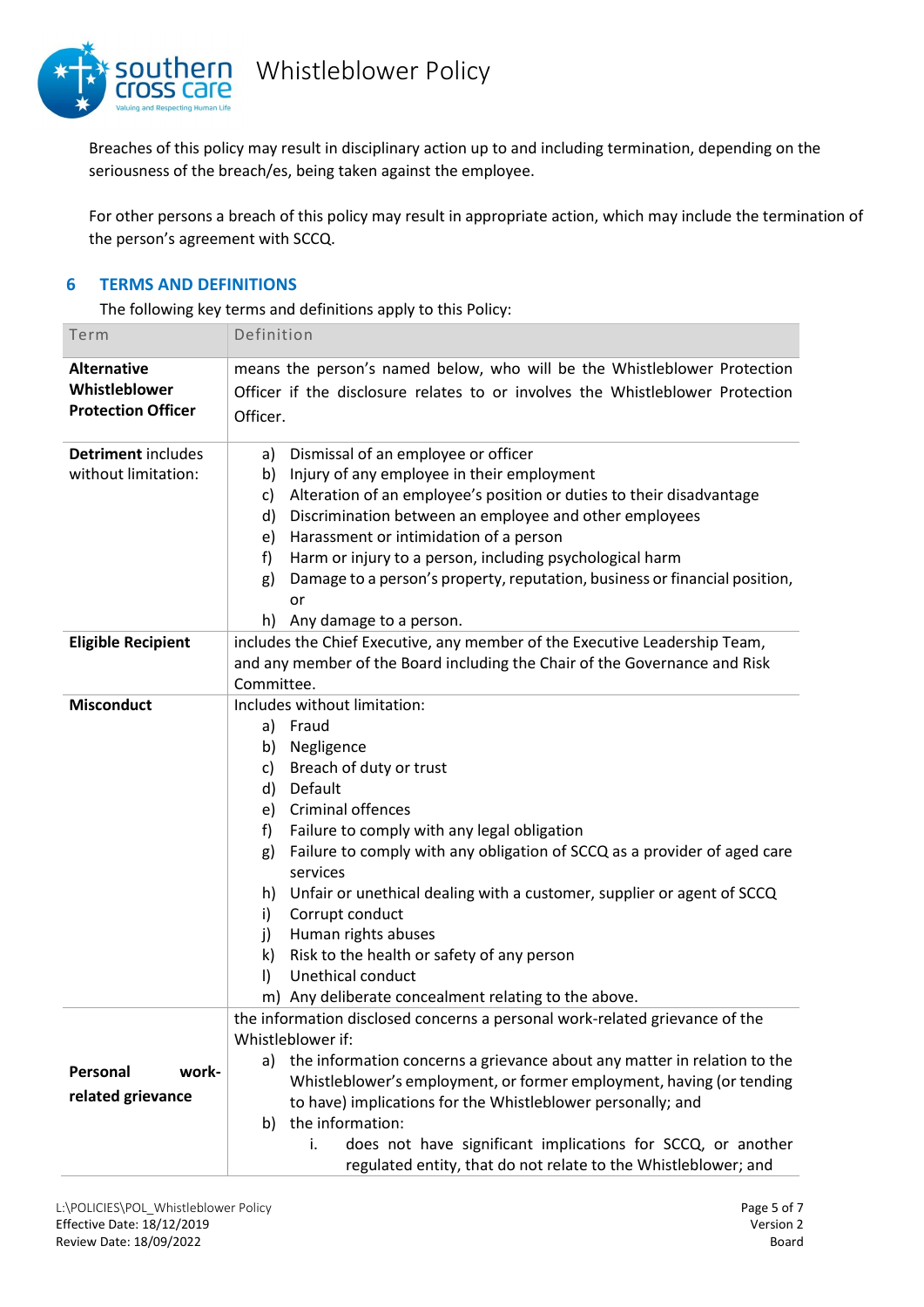Breaches of this policy may result in disciplinary action up to and including termination, depending on the seriousness of the breach/es, being taken against the employee.

For other persons a breach of this policy may result in appropriate action, which may include the termination of the person's agreement with SCCQ.

## 6 TERMS AND DEFINITIONS

The following key terms and definitions apply to this Policy:

| Term | Definition |
|---|---|
| **Alternative Whistleblower Protection Officer** | means the person's named below, who will be the Whistleblower Protection Officer if the disclosure relates to or involves the Whistleblower Protection Officer. |
| **Detriment** includes without limitation: | a) Dismissal of an employee or officer<br>b) Injury of any employee in their employment<br>c) Alteration of an employee's position or duties to their disadvantage<br>d) Discrimination between an employee and other employees<br>e) Harassment or intimidation of a person<br>f) Harm or injury to a person, including psychological harm<br>g) Damage to a person's property, reputation, business or financial position, or<br>h) Any damage to a person. |
| **Eligible Recipient** | includes the Chief Executive, any member of the Executive Leadership Team, and any member of the Board including the Chair of the Governance and Risk Committee. |
| **Misconduct** | Includes without limitation:<br>a) Fraud<br>b) Negligence<br>c) Breach of duty or trust<br>d) Default<br>e) Criminal offences<br>f) Failure to comply with any legal obligation<br>g) Failure to comply with any obligation of SCCQ as a provider of aged care services<br>h) Unfair or unethical dealing with a customer, supplier or agent of SCCQ<br>i) Corrupt conduct<br>j) Human rights abuses<br>k) Risk to the health or safety of any person<br>l) Unethical conduct<br>m) Any deliberate concealment relating to the above. |
| **Personal work-related grievance** | the information disclosed concerns a personal work-related grievance of the Whistleblower if:<br>a) the information concerns a grievance about any matter in relation to the Whistleblower's employment, or former employment, having (or tending to have) implications for the Whistleblower personally; and<br>b) the information:<br>i. does not have significant implications for SCCQ, or another regulated entity, that do not relate to the Whistleblower; and |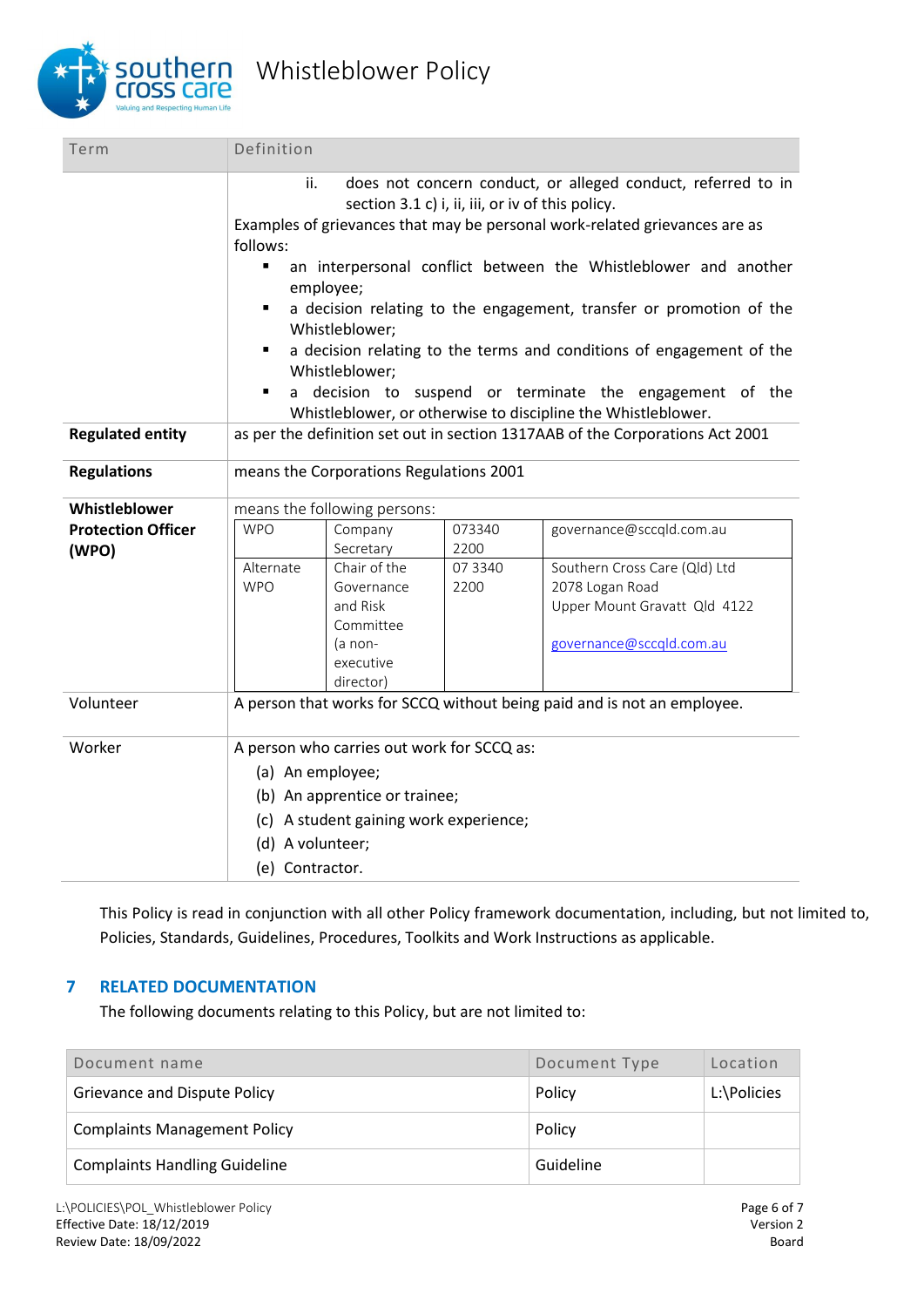| Term | Definition |
|---|---|
| | ii. does not concern conduct, or alleged conduct, referred to in section 3.1 c) i, ii, iii, or iv of this policy.<br>Examples of grievances that may be personal work-related grievances are as follows:<br>▪ an interpersonal conflict between the Whistleblower and another employee;<br>▪ a decision relating to the engagement, transfer or promotion of the Whistleblower;<br>▪ a decision relating to the terms and conditions of engagement of the Whistleblower;<br>▪ a decision to suspend or terminate the engagement of the Whistleblower, or otherwise to discipline the Whistleblower. |
| **Regulated entity** | as per the definition set out in section 1317AAB of the Corporations Act 2001 |
| **Regulations** | means the Corporations Regulations 2001 |
| **Whistleblower Protection Officer (WPO)** | means the following persons:<br>WPO — Company Secretary — 073340 2200 — governance@sccqld.com.au<br>Alternate WPO — Chair of the Governance and Risk Committee (a non-executive director) — 07 3340 2200 — Southern Cross Care (Qld) Ltd, 2078 Logan Road, Upper Mount Gravatt Qld 4122, governance@sccqld.com.au |
| Volunteer | A person that works for SCCQ without being paid and is not an employee. |
| Worker | A person who carries out work for SCCQ as:<br>(a) An employee;<br>(b) An apprentice or trainee;<br>(c) A student gaining work experience;<br>(d) A volunteer;<br>(e) Contractor. |

This Policy is read in conjunction with all other Policy framework documentation, including, but not limited to, Policies, Standards, Guidelines, Procedures, Toolkits and Work Instructions as applicable.

## 7 RELATED DOCUMENTATION

The following documents relating to this Policy, but are not limited to:

| Document name | Document Type | Location |
|---|---|---|
| Grievance and Dispute Policy | Policy | L:\Policies |
| Complaints Management Policy | Policy | |
| Complaints Handling Guideline | Guideline | |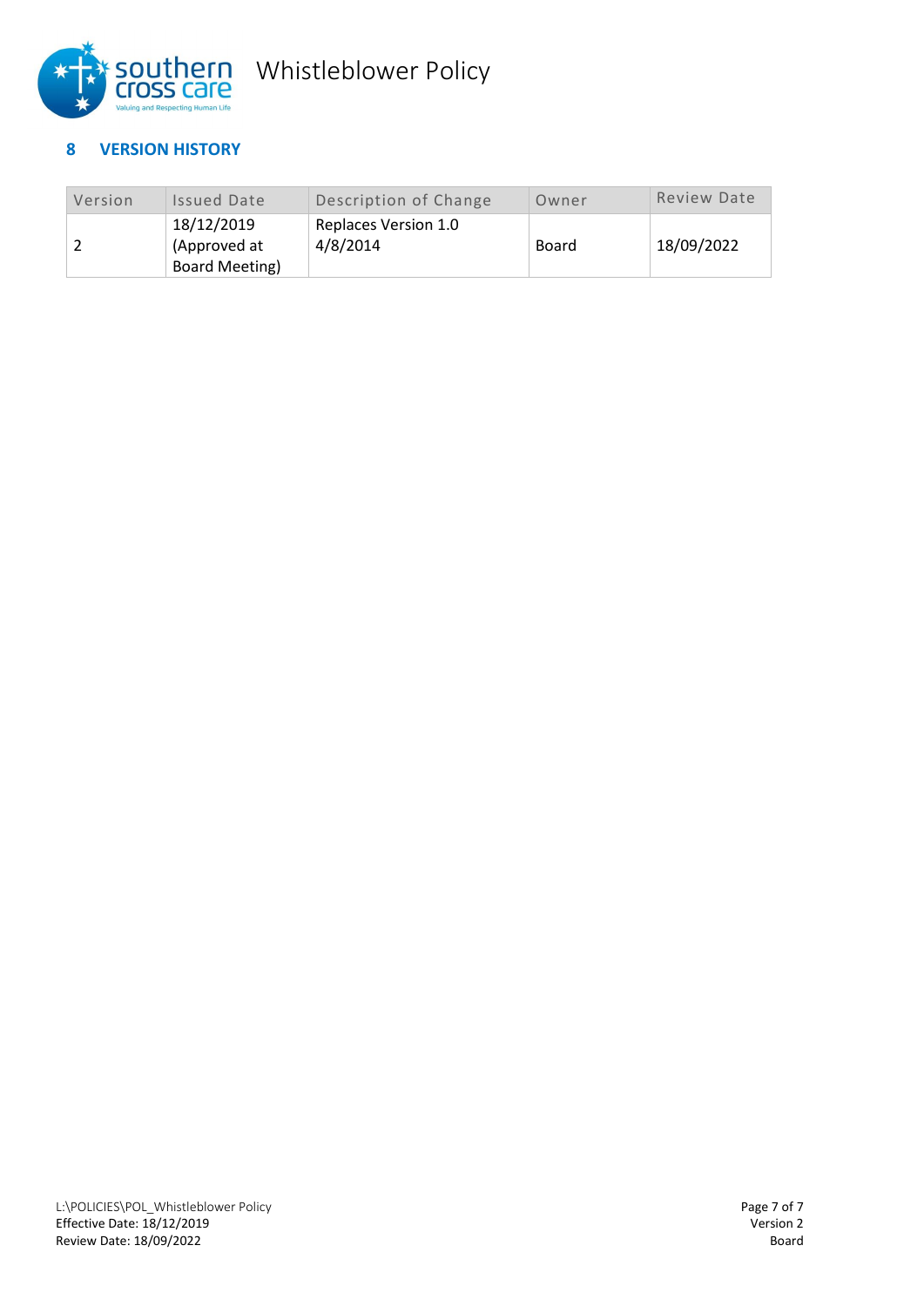## 8 VERSION HISTORY

| Version | Issued Date | Description of Change | Owner | Review Date |
|---|---|---|---|---|
| 2 | 18/12/2019 (Approved at Board Meeting) | Replaces Version 1.0 4/8/2014 | Board | 18/09/2022 |